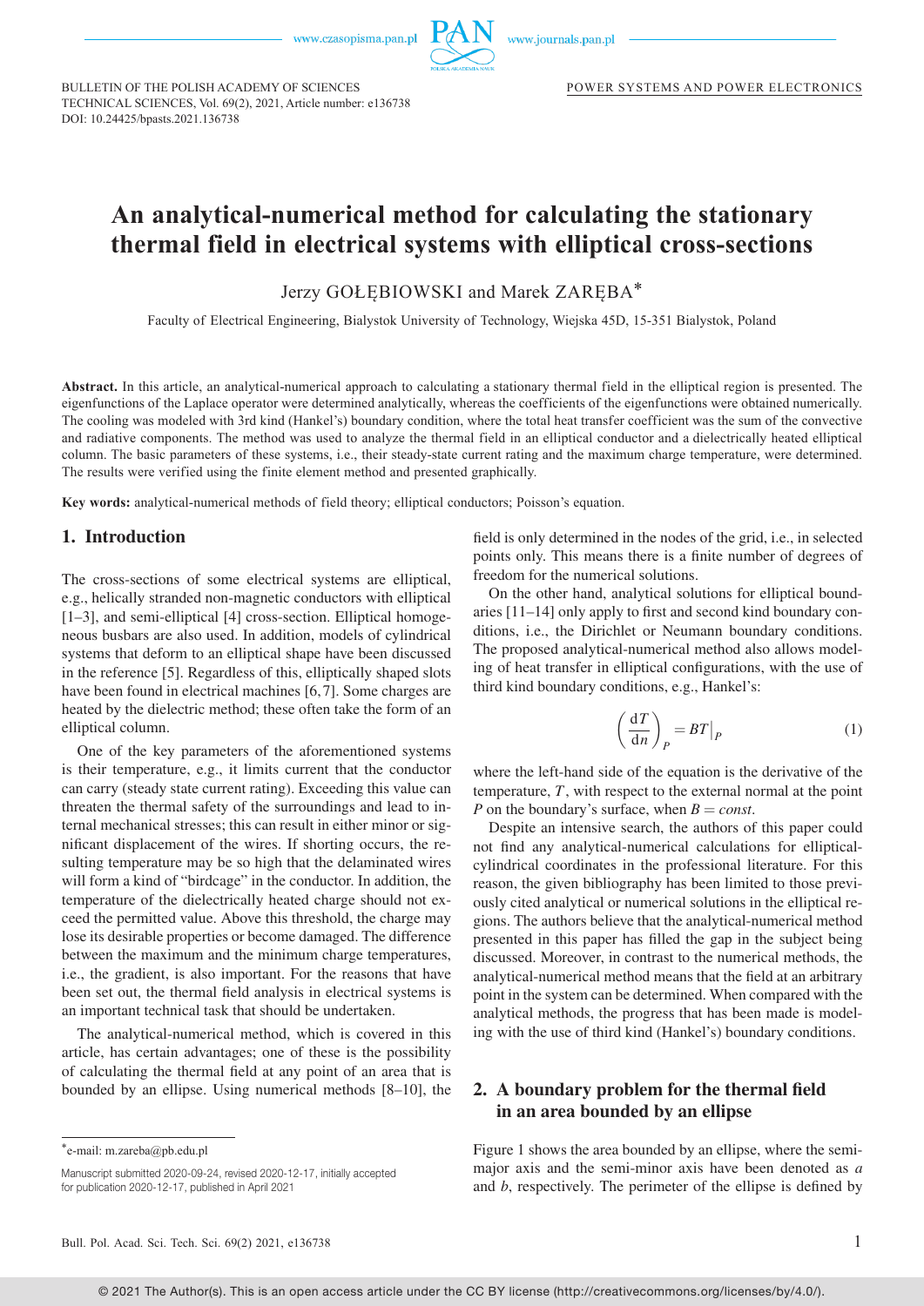BULLETIN OF THE POLISH ACADEMY OF SCIENCES
TECHNICAL SCIENCES, Vol. 69(2), 2021, Article number: e136738
DOI: 10.24425/bpasts.2021.136738

POWER SYSTEMS AND POWER ELECTRONICS

# An analytical-numerical method for calculating the stationary thermal field in electrical systems with elliptical cross-sections

Jerzy GOŁĘBIOWSKI and Marek ZARĘBA*

Faculty of Electrical Engineering, Bialystok University of Technology, Wiejska 45D, 15-351 Bialystok, Poland

**Abstract.** In this article, an analytical-numerical approach to calculating a stationary thermal field in the elliptical region is presented. The eigenfunctions of the Laplace operator were determined analytically, whereas the coefficients of the eigenfunctions were obtained numerically. The cooling was modeled with 3rd kind (Hankel's) boundary condition, where the total heat transfer coefficient was the sum of the convective and radiative components. The method was used to analyze the thermal field in an elliptical conductor and a dielectrically heated elliptical column. The basic parameters of these systems, i.e., their steady-state current rating and the maximum charge temperature, were determined. The results were verified using the finite element method and presented graphically.

**Key words:** analytical-numerical methods of field theory; elliptical conductors; Poisson's equation.

## 1. Introduction

The cross-sections of some electrical systems are elliptical, e.g., helically stranded non-magnetic conductors with elliptical [1–3], and semi-elliptical [4] cross-section. Elliptical homogeneous busbars are also used. In addition, models of cylindrical systems that deform to an elliptical shape have been discussed in the reference [5]. Regardless of this, elliptically shaped slots have been found in electrical machines [6, 7]. Some charges are heated by the dielectric method; these often take the form of an elliptical column.

One of the key parameters of the aforementioned systems is their temperature, e.g., it limits current that the conductor can carry (steady state current rating). Exceeding this value can threaten the thermal safety of the surroundings and lead to internal mechanical stresses; this can result in either minor or significant displacement of the wires. If shorting occurs, the resulting temperature may be so high that the delaminated wires will form a kind of "birdcage" in the conductor. In addition, the temperature of the dielectrically heated charge should not exceed the permitted value. Above this threshold, the charge may lose its desirable properties or become damaged. The difference between the maximum and the minimum charge temperatures, i.e., the gradient, is also important. For the reasons that have been set out, the thermal field analysis in electrical systems is an important technical task that should be undertaken.

The analytical-numerical method, which is covered in this article, has certain advantages; one of these is the possibility of calculating the thermal field at any point of an area that is bounded by an ellipse. Using numerical methods [8–10], the field is only determined in the nodes of the grid, i.e., in selected points only. This means there is a finite number of degrees of freedom for the numerical solutions.

On the other hand, analytical solutions for elliptical boundaries [11–14] only apply to first and second kind boundary conditions, i.e., the Dirichlet or Neumann boundary conditions. The proposed analytical-numerical method also allows modeling of heat transfer in elliptical configurations, with the use of third kind boundary conditions, e.g., Hankel's:

$$\left(\frac{\mathrm{d}T}{\mathrm{d}n}\right)_P = BT\big|_P \tag{1}$$

where the left-hand side of the equation is the derivative of the temperature, $T$, with respect to the external normal at the point $P$ on the boundary's surface, when $B = const$.

Despite an intensive search, the authors of this paper could not find any analytical-numerical calculations for elliptical-cylindrical coordinates in the professional literature. For this reason, the given bibliography has been limited to those previously cited analytical or numerical solutions in the elliptical regions. The authors believe that the analytical-numerical method presented in this paper has filled the gap in the subject being discussed. Moreover, in contrast to the numerical methods, the analytical-numerical method means that the field at an arbitrary point in the system can be determined. When compared with the analytical methods, the progress that has been made is modeling with the use of third kind (Hankel's) boundary conditions.

## 2. A boundary problem for the thermal field in an area bounded by an ellipse

Figure 1 shows the area bounded by an ellipse, where the semi-major axis and the semi-minor axis have been denoted as $a$ and $b$, respectively. The perimeter of the ellipse is defined by

*e-mail: m.zareba@pb.edu.pl

Manuscript submitted 2020-09-24, revised 2020-12-17, initially accepted for publication 2020-12-17, published in April 2021

© 2021 The Author(s). This is an open access article under the CC BY license (http://creativecommons.org/licenses/by/4.0/).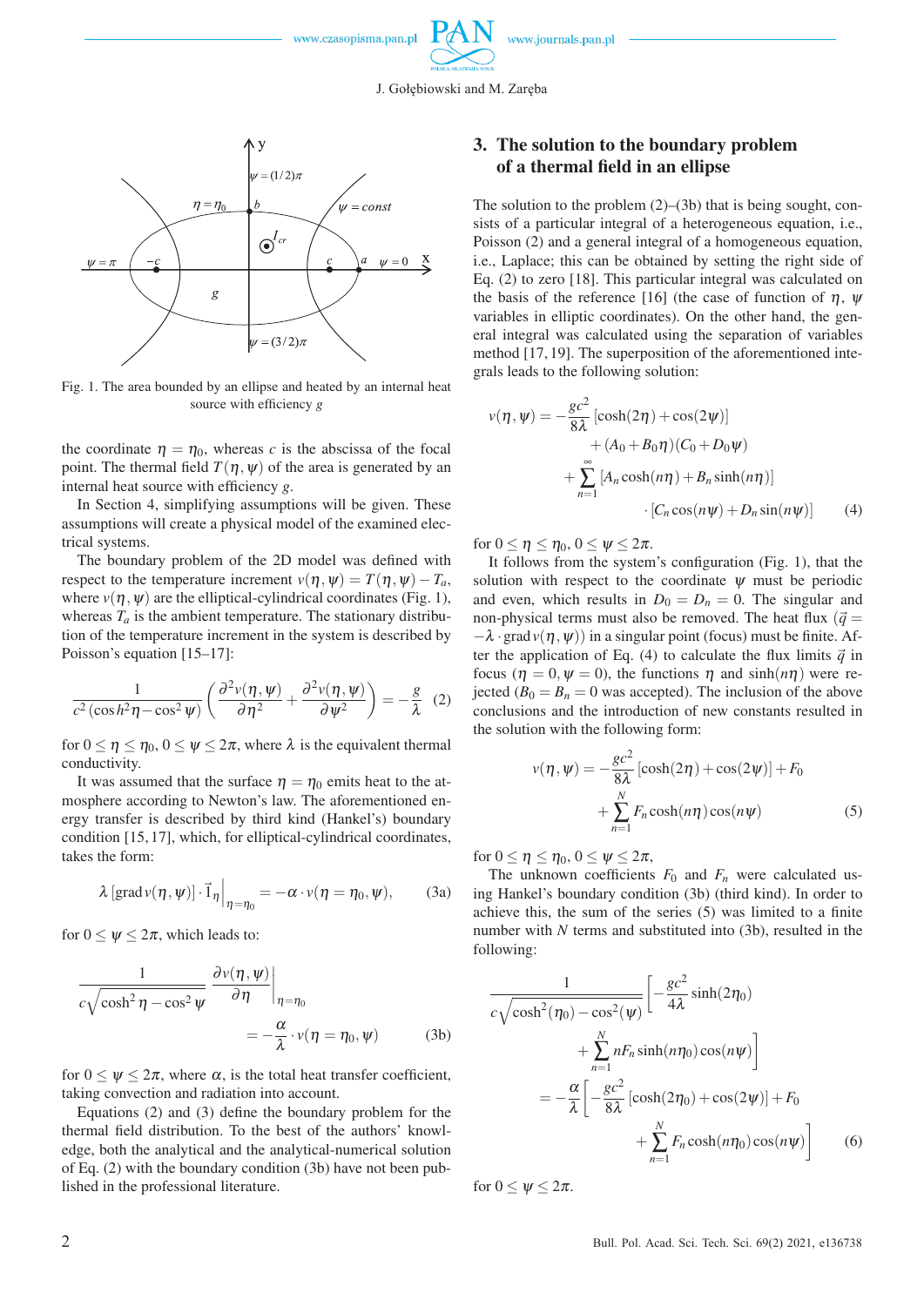Fig. 1. The area bounded by an ellipse and heated by an internal heat source with efficiency $g$

the coordinate $\eta = \eta_0$, whereas $c$ is the abscissa of the focal point. The thermal field $T(\eta, \psi)$ of the area is generated by an internal heat source with efficiency $g$.

In Section 4, simplifying assumptions will be given. These assumptions will create a physical model of the examined electrical systems.

The boundary problem of the 2D model was defined with respect to the temperature increment $v(\eta, \psi) = T(\eta, \psi) - T_a$, where $v(\eta, \psi)$ are the elliptical-cylindrical coordinates (Fig. 1), whereas $T_a$ is the ambient temperature. The stationary distribution of the temperature increment in the system is described by Poisson's equation [15–17]:

$$\frac{1}{c^2\left(\cosh^2\eta - \cos^2\psi\right)}\left(\frac{\partial^2 v(\eta,\psi)}{\partial\eta^2} + \frac{\partial^2 v(\eta,\psi)}{\partial\psi^2}\right) = -\frac{g}{\lambda} \tag{2}$$

for $0 \leq \eta \leq \eta_0$, $0 \leq \psi \leq 2\pi$, where $\lambda$ is the equivalent thermal conductivity.

It was assumed that the surface $\eta = \eta_0$ emits heat to the atmosphere according to Newton's law. The aforementioned energy transfer is described by third kind (Hankel's) boundary condition [15, 17], which, for elliptical-cylindrical coordinates, takes the form:

$$\lambda\left[\operatorname{grad} v(\eta,\psi)\right]\cdot\vec{1}_\eta\Big|_{\eta=\eta_0} = -\alpha\cdot v(\eta=\eta_0,\psi), \tag{3a}$$

for $0 \leq \psi \leq 2\pi$, which leads to:

$$\frac{1}{c\sqrt{\cosh^2\eta - \cos^2\psi}}\left.\frac{\partial v(\eta,\psi)}{\partial\eta}\right|_{\eta=\eta_0} = -\frac{\alpha}{\lambda}\cdot v(\eta=\eta_0,\psi) \tag{3b}$$

for $0 \leq \psi \leq 2\pi$, where $\alpha$, is the total heat transfer coefficient, taking convection and radiation into account.

Equations (2) and (3) define the boundary problem for the thermal field distribution. To the best of the authors' knowledge, both the analytical and the analytical-numerical solution of Eq. (2) with the boundary condition (3b) have not been published in the professional literature.

## 3. The solution to the boundary problem of a thermal field in an ellipse

The solution to the problem (2)–(3b) that is being sought, consists of a particular integral of a heterogeneous equation, i.e., Poisson (2) and a general integral of a homogeneous equation, i.e., Laplace; this can be obtained by setting the right side of Eq. (2) to zero [18]. This particular integral was calculated on the basis of the reference [16] (the case of function of $\eta$, $\psi$ variables in elliptic coordinates). On the other hand, the general integral was calculated using the separation of variables method [17, 19]. The superposition of the aforementioned integrals leads to the following solution:

$$\begin{aligned} v(\eta,\psi) = &-\frac{gc^2}{8\lambda}\left[\cosh(2\eta) + \cos(2\psi)\right] \\ &+ (A_0 + B_0\eta)(C_0 + D_0\psi) \\ &+ \sum_{n=1}^{\infty}\left[A_n\cosh(n\eta) + B_n\sinh(n\eta)\right] \\ &\cdot\left[C_n\cos(n\psi) + D_n\sin(n\psi)\right] \end{aligned} \tag{4}$$

for $0 \leq \eta \leq \eta_0$, $0 \leq \psi \leq 2\pi$.

It follows from the system's configuration (Fig. 1), that the solution with respect to the coordinate $\psi$ must be periodic and even, which results in $D_0 = D_n = 0$. The singular and non-physical terms must also be removed. The heat flux ($\vec{q} = -\lambda\cdot\operatorname{grad} v(\eta,\psi)$) in a singular point (focus) must be finite. After the application of Eq. (4) to calculate the flux limits $\vec{q}$ in focus ($\eta = 0, \psi = 0$), the functions $\eta$ and $\sinh(n\eta)$ were rejected ($B_0 = B_n = 0$ was accepted). The inclusion of the above conclusions and the introduction of new constants resulted in the solution with the following form:

$$\begin{aligned} v(\eta,\psi) = &-\frac{gc^2}{8\lambda}\left[\cosh(2\eta) + \cos(2\psi)\right] + F_0 \\ &+ \sum_{n=1}^{N} F_n\cosh(n\eta)\cos(n\psi) \end{aligned} \tag{5}$$

for $0 \leq \eta \leq \eta_0$, $0 \leq \psi \leq 2\pi$,

The unknown coefficients $F_0$ and $F_n$ were calculated using Hankel's boundary condition (3b) (third kind). In order to achieve this, the sum of the series (5) was limited to a finite number with $N$ terms and substituted into (3b), resulted in the following:

$$\begin{aligned} &\frac{1}{c\sqrt{\cosh^2(\eta_0) - \cos^2(\psi)}}\left[-\frac{gc^2}{4\lambda}\sinh(2\eta_0) + \sum_{n=1}^{N} nF_n\sinh(n\eta_0)\cos(n\psi)\right] \\ &= -\frac{\alpha}{\lambda}\left[-\frac{gc^2}{8\lambda}\left[\cosh(2\eta_0) + \cos(2\psi)\right] + F_0 + \sum_{n=1}^{N} F_n\cosh(n\eta_0)\cos(n\psi)\right] \end{aligned} \tag{6}$$

for $0 \leq \psi \leq 2\pi$.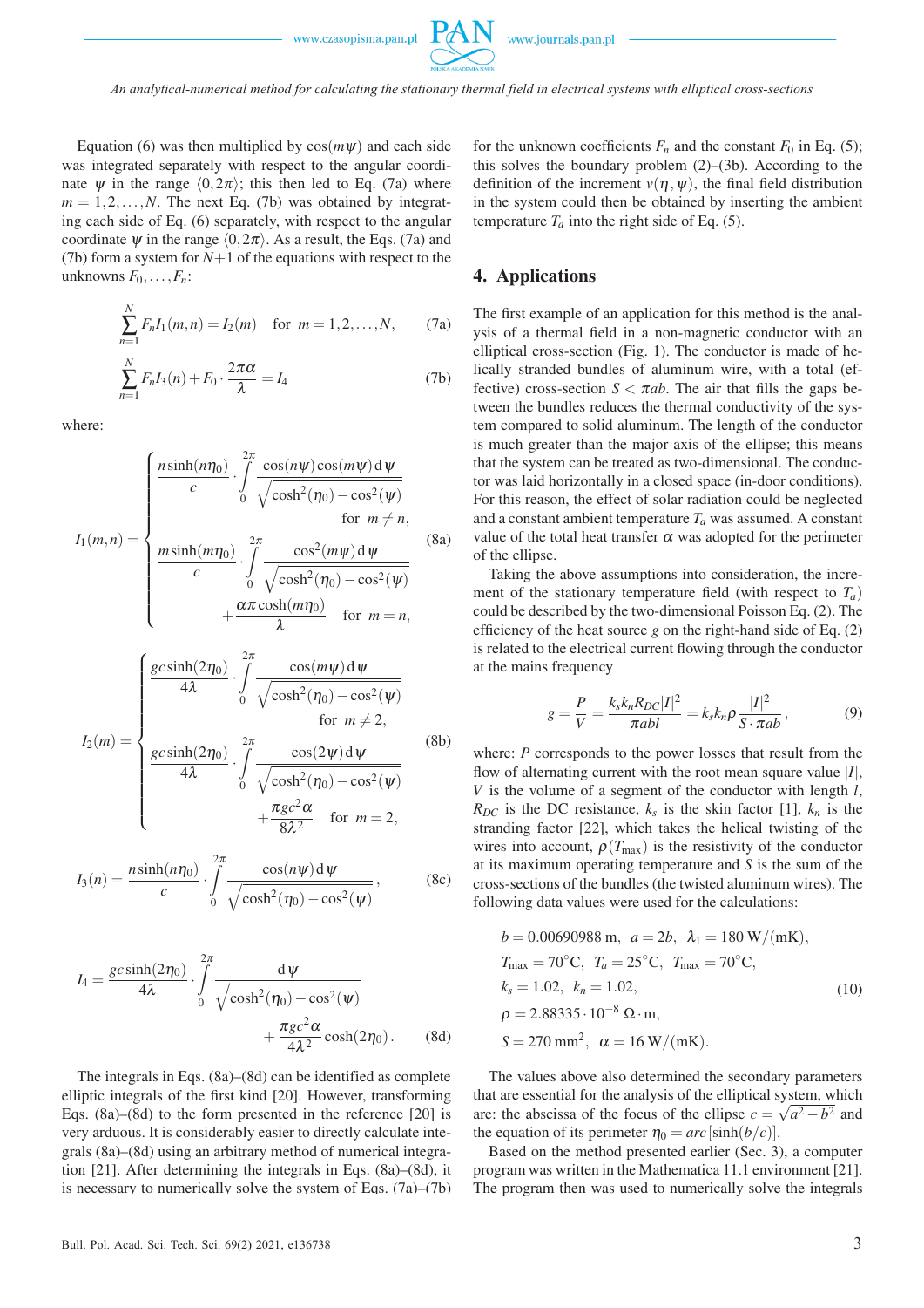Equation (6) was then multiplied by $\cos(m\psi)$ and each side was integrated separately with respect to the angular coordinate $\psi$ in the range $\langle 0, 2\pi \rangle$; this then led to Eq. (7a) where $m = 1, 2, \ldots, N$. The next Eq. (7b) was obtained by integrating each side of Eq. (6) separately, with respect to the angular coordinate $\psi$ in the range $\langle 0, 2\pi \rangle$. As a result, the Eqs. (7a) and (7b) form a system for $N+1$ of the equations with respect to the unknowns $F_0, \ldots, F_n$:

$$\sum_{n=1}^{N} F_n I_1(m,n) = I_2(m) \quad \text{for } m = 1, 2, \ldots, N, \tag{7a}$$

$$\sum_{n=1}^{N} F_n I_3(n) + F_0 \cdot \frac{2\pi\alpha}{\lambda} = I_4 \tag{7b}$$

where:

$$I_1(m,n) = \begin{cases} \dfrac{n \sinh(n\eta_0)}{c} \cdot \displaystyle\int_0^{2\pi} \frac{\cos(n\psi)\cos(m\psi)\,\mathrm{d}\psi}{\sqrt{\cosh^2(\eta_0) - \cos^2(\psi)}} & \text{for } m \neq n, \\[2ex] \dfrac{m \sinh(m\eta_0)}{c} \cdot \displaystyle\int_0^{2\pi} \frac{\cos^2(m\psi)\,\mathrm{d}\psi}{\sqrt{\cosh^2(\eta_0) - \cos^2(\psi)}} + \frac{\alpha\pi\cosh(m\eta_0)}{\lambda} & \text{for } m = n, \end{cases} \tag{8a}$$

$$I_2(m) = \begin{cases} \dfrac{gc \sinh(2\eta_0)}{4\lambda} \cdot \displaystyle\int_0^{2\pi} \frac{\cos(m\psi)\,\mathrm{d}\psi}{\sqrt{\cosh^2(\eta_0) - \cos^2(\psi)}} & \text{for } m \neq 2, \\[2ex] \dfrac{gc \sinh(2\eta_0)}{4\lambda} \cdot \displaystyle\int_0^{2\pi} \frac{\cos(2\psi)\,\mathrm{d}\psi}{\sqrt{\cosh^2(\eta_0) - \cos^2(\psi)}} + \frac{\pi g c^2 \alpha}{8\lambda^2} & \text{for } m = 2, \end{cases} \tag{8b}$$

$$I_3(n) = \frac{n \sinh(n\eta_0)}{c} \cdot \int_0^{2\pi} \frac{\cos(n\psi)\,\mathrm{d}\psi}{\sqrt{\cosh^2(\eta_0) - \cos^2(\psi)}}, \tag{8c}$$

$$I_4 = \frac{gc \sinh(2\eta_0)}{4\lambda} \cdot \int_0^{2\pi} \frac{\mathrm{d}\psi}{\sqrt{\cosh^2(\eta_0) - \cos^2(\psi)}} + \frac{\pi g c^2 \alpha}{4\lambda^2} \cosh(2\eta_0). \tag{8d}$$

The integrals in Eqs. (8a)–(8d) can be identified as complete elliptic integrals of the first kind [20]. However, transforming Eqs. (8a)–(8d) to the form presented in the reference [20] is very arduous. It is considerably easier to directly calculate integrals (8a)–(8d) using an arbitrary method of numerical integration [21]. After determining the integrals in Eqs. (8a)–(8d), it is necessary to numerically solve the system of Eqs. (7a)–(7b) for the unknown coefficients $F_n$ and the constant $F_0$ in Eq. (5); this solves the boundary problem (2)–(3b). According to the definition of the increment $v(\eta, \psi)$, the final field distribution in the system could then be obtained by inserting the ambient temperature $T_a$ into the right side of Eq. (5).

## 4. Applications

The first example of an application for this method is the analysis of a thermal field in a non-magnetic conductor with an elliptical cross-section (Fig. 1). The conductor is made of helically stranded bundles of aluminum wire, with a total (effective) cross-section $S < \pi ab$. The air that fills the gaps between the bundles reduces the thermal conductivity of the system compared to solid aluminum. The length of the conductor is much greater than the major axis of the ellipse; this means that the system can be treated as two-dimensional. The conductor was laid horizontally in a closed space (in-door conditions). For this reason, the effect of solar radiation could be neglected and a constant ambient temperature $T_a$ was assumed. A constant value of the total heat transfer $\alpha$ was adopted for the perimeter of the ellipse.

Taking the above assumptions into consideration, the increment of the stationary temperature field (with respect to $T_a$) could be described by the two-dimensional Poisson Eq. (2). The efficiency of the heat source $g$ on the right-hand side of Eq. (2) is related to the electrical current flowing through the conductor at the mains frequency

$$g = \frac{P}{V} = \frac{k_s k_n R_{DC} |I|^2}{\pi abl} = k_s k_n \rho \frac{|I|^2}{S \cdot \pi ab}, \tag{9}$$

where: $P$ corresponds to the power losses that result from the flow of alternating current with the root mean square value $|I|$, $V$ is the volume of a segment of the conductor with length $l$, $R_{DC}$ is the DC resistance, $k_s$ is the skin factor [1], $k_n$ is the stranding factor [22], which takes the helical twisting of the wires into account, $\rho(T_{\max})$ is the resistivity of the conductor at its maximum operating temperature and $S$ is the sum of the cross-sections of the bundles (the twisted aluminum wires). The following data values were used for the calculations:

$$\begin{aligned} &b = 0.00690988 \text{ m}, \quad a = 2b, \quad \lambda_1 = 180 \text{ W/(mK)}, \\ &T_{\max} = 70^\circ\text{C}, \quad T_a = 25^\circ\text{C}, \quad T_{\max} = 70^\circ\text{C}, \\ &k_s = 1.02, \quad k_n = 1.02, \\ &\rho = 2.88335 \cdot 10^{-8} \ \Omega \cdot \text{m}, \\ &S = 270 \text{ mm}^2, \quad \alpha = 16 \text{ W/(mK)}. \end{aligned} \tag{10}$$

The values above also determined the secondary parameters that are essential for the analysis of the elliptical system, which are: the abscissa of the focus of the ellipse $c = \sqrt{a^2 - b^2}$ and the equation of its perimeter $\eta_0 = arc[\sinh(b/c)]$.

Based on the method presented earlier (Sec. 3), a computer program was written in the Mathematica 11.1 environment [21]. The program then was used to numerically solve the integrals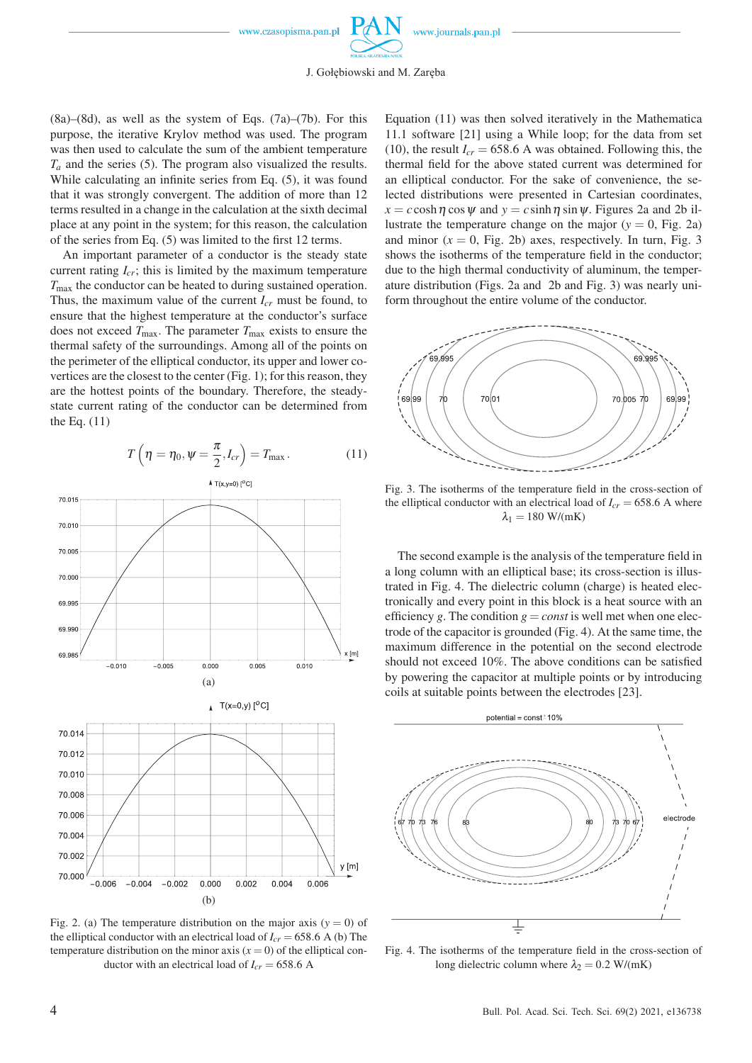(8a)–(8d), as well as the system of Eqs. (7a)–(7b). For this purpose, the iterative Krylov method was used. The program was then used to calculate the sum of the ambient temperature $T_a$ and the series (5). The program also visualized the results. While calculating an infinite series from Eq. (5), it was found that it was strongly convergent. The addition of more than 12 terms resulted in a change in the calculation at the sixth decimal place at any point in the system; for this reason, the calculation of the series from Eq. (5) was limited to the first 12 terms.

An important parameter of a conductor is the steady state current rating $I_{cr}$; this is limited by the maximum temperature $T_{\max}$ the conductor can be heated to during sustained operation. Thus, the maximum value of the current $I_{cr}$ must be found, to ensure that the highest temperature at the conductor's surface does not exceed $T_{\max}$. The parameter $T_{\max}$ exists to ensure the thermal safety of the surroundings. Among all of the points on the perimeter of the elliptical conductor, its upper and lower covertices are the closest to the center (Fig. 1); for this reason, they are the hottest points of the boundary. Therefore, the steady-state current rating of the conductor can be determined from the Eq. (11)

$$T\left(\eta = \eta_0, \psi = \frac{\pi}{2}, I_{cr}\right) = T_{\max}. \tag{11}$$

Fig. 2. (a) The temperature distribution on the major axis ($y = 0$) of the elliptical conductor with an electrical load of $I_{cr} = 658.6$ A (b) The temperature distribution on the minor axis ($x = 0$) of the elliptical conductor with an electrical load of $I_{cr} = 658.6$ A

Equation (11) was then solved iteratively in the Mathematica 11.1 software [21] using a While loop; for the data from set (10), the result $I_{cr} = 658.6$ A was obtained. Following this, the thermal field for the above stated current was determined for an elliptical conductor. For the sake of convenience, the selected distributions were presented in Cartesian coordinates, $x = c\cosh\eta\cos\psi$ and $y = c\sinh\eta\sin\psi$. Figures 2a and 2b illustrate the temperature change on the major ($y = 0$, Fig. 2a) and minor ($x = 0$, Fig. 2b) axes, respectively. In turn, Fig. 3 shows the isotherms of the temperature field in the conductor; due to the high thermal conductivity of aluminum, the temperature distribution (Figs. 2a and 2b and Fig. 3) was nearly uniform throughout the entire volume of the conductor.

Fig. 3. The isotherms of the temperature field in the cross-section of the elliptical conductor with an electrical load of $I_{cr} = 658.6$ A where $\lambda_1 = 180$ W/(mK)

The second example is the analysis of the temperature field in a long column with an elliptical base; its cross-section is illustrated in Fig. 4. The dielectric column (charge) is heated electronically and every point in this block is a heat source with an efficiency $g$. The condition $g = const$ is well met when one electrode of the capacitor is grounded (Fig. 4). At the same time, the maximum difference in the potential on the second electrode should not exceed 10%. The above conditions can be satisfied by powering the capacitor at multiple points or by introducing coils at suitable points between the electrodes [23].

Fig. 4. The isotherms of the temperature field in the cross-section of long dielectric column where $\lambda_2 = 0.2$ W/(mK)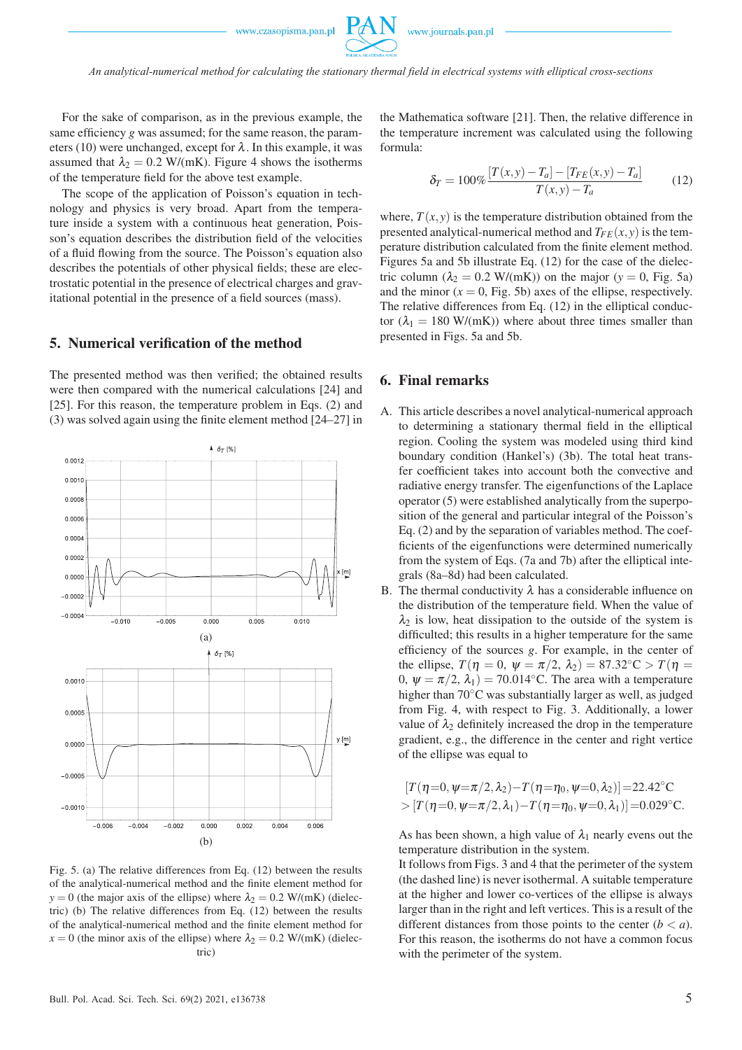For the sake of comparison, as in the previous example, the same efficiency $g$ was assumed; for the same reason, the parameters (10) were unchanged, except for $\lambda$. In this example, it was assumed that $\lambda_2 = 0.2$ W/(mK). Figure 4 shows the isotherms of the temperature field for the above test example.

The scope of the application of Poisson's equation in technology and physics is very broad. Apart from the temperature inside a system with a continuous heat generation, Poisson's equation describes the distribution field of the velocities of a fluid flowing from the source. The Poisson's equation also describes the potentials of other physical fields; these are electrostatic potential in the presence of electrical charges and gravitational potential in the presence of a field sources (mass).

## 5. Numerical verification of the method

The presented method was then verified; the obtained results were then compared with the numerical calculations [24] and [25]. For this reason, the temperature problem in Eqs. (2) and (3) was solved again using the finite element method [24–27] in the Mathematica software [21]. Then, the relative difference in the temperature increment was calculated using the following formula:

$$\delta_T = 100\% \frac{[T(x,y) - T_a] - [T_{FE}(x,y) - T_a]}{T(x,y) - T_a} \tag{12}$$

where, $T(x,y)$ is the temperature distribution obtained from the presented analytical-numerical method and $T_{FE}(x,y)$ is the temperature distribution calculated from the finite element method. Figures 5a and 5b illustrate Eq. (12) for the case of the dielectric column ($\lambda_2 = 0.2$ W/(mK)) on the major ($y = 0$, Fig. 5a) and the minor ($x = 0$, Fig. 5b) axes of the ellipse, respectively. The relative differences from Eq. (12) in the elliptical conductor ($\lambda_1 = 180$ W/(mK)) where about three times smaller than presented in Figs. 5a and 5b.

Fig. 5. (a) The relative differences from Eq. (12) between the results of the analytical-numerical method and the finite element method for $y = 0$ (the major axis of the ellipse) where $\lambda_2 = 0.2$ W/(mK) (dielectric) (b) The relative differences from Eq. (12) between the results of the analytical-numerical method and the finite element method for $x = 0$ (the minor axis of the ellipse) where $\lambda_2 = 0.2$ W/(mK) (dielectric)

## 6. Final remarks

A. This article describes a novel analytical-numerical approach to determining a stationary thermal field in the elliptical region. Cooling the system was modeled using third kind boundary condition (Hankel's) (3b). The total heat transfer coefficient takes into account both the convective and radiative energy transfer. The eigenfunctions of the Laplace operator (5) were established analytically from the superposition of the general and particular integral of the Poisson's Eq. (2) and by the separation of variables method. The coefficients of the eigenfunctions were determined numerically from the system of Eqs. (7a and 7b) after the elliptical integrals (8a–8d) had been calculated.

B. The thermal conductivity $\lambda$ has a considerable influence on the distribution of the temperature field. When the value of $\lambda_2$ is low, heat dissipation to the outside of the system is difficulted; this results in a higher temperature for the same efficiency of the sources $g$. For example, in the center of the ellipse, $T(\eta = 0,\ \psi = \pi/2,\ \lambda_2) = 87.32°\mathrm{C} > T(\eta = 0,\ \psi = \pi/2,\ \lambda_1) = 70.014°\mathrm{C}$. The area with a temperature higher than 70°C was substantially larger as well, as judged from Fig. 4, with respect to Fig. 3. Additionally, a lower value of $\lambda_2$ definitely increased the drop in the temperature gradient, e.g., the difference in the center and right vertice of the ellipse was equal to

$$[T(\eta{=}0, \psi{=}\pi/2, \lambda_2) - T(\eta{=}\eta_0, \psi{=}0, \lambda_2)] = 22.42°\mathrm{C}$$
$$> [T(\eta{=}0, \psi{=}\pi/2, \lambda_1) - T(\eta{=}\eta_0, \psi{=}0, \lambda_1)] = 0.029°\mathrm{C}.$$

As has been shown, a high value of $\lambda_1$ nearly evens out the temperature distribution in the system.

It follows from Figs. 3 and 4 that the perimeter of the system (the dashed line) is never isothermal. A suitable temperature at the higher and lower co-vertices of the ellipse is always larger than in the right and left vertices. This is a result of the different distances from those points to the center ($b < a$). For this reason, the isotherms do not have a common focus with the perimeter of the system.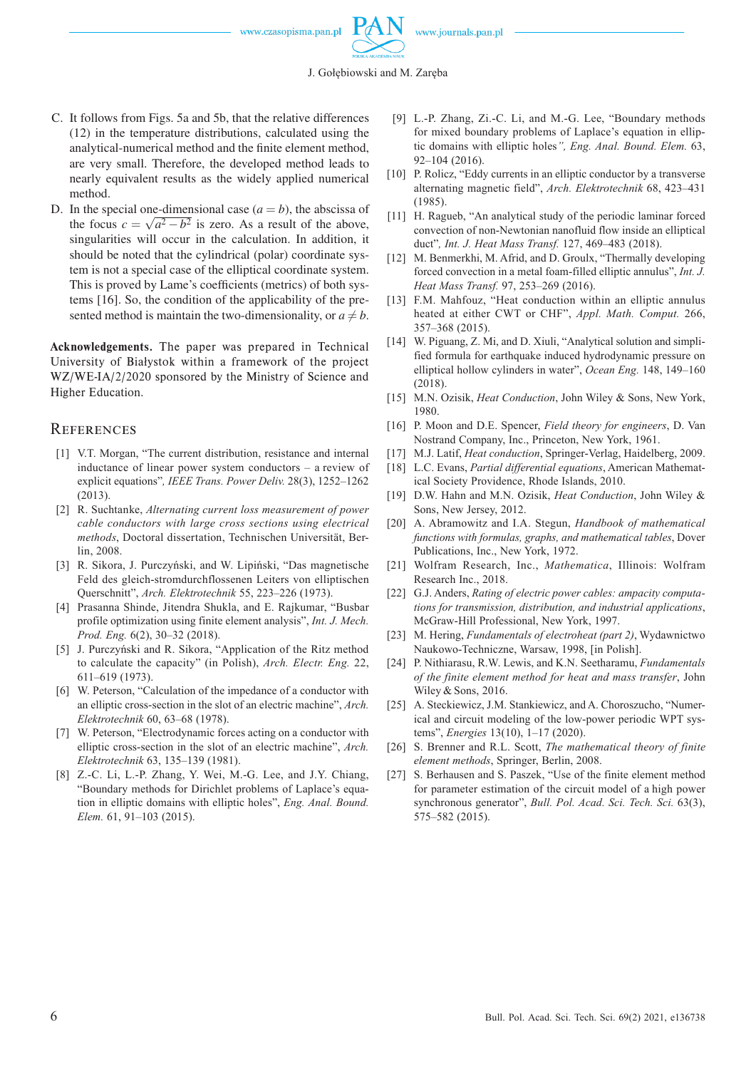C. It follows from Figs. 5a and 5b, that the relative differences (12) in the temperature distributions, calculated using the analytical-numerical method and the finite element method, are very small. Therefore, the developed method leads to nearly equivalent results as the widely applied numerical method.

D. In the special one-dimensional case ($a = b$), the abscissa of the focus $c = \sqrt{a^2 - b^2}$ is zero. As a result of the above, singularities will occur in the calculation. In addition, it should be noted that the cylindrical (polar) coordinate system is not a special case of the elliptical coordinate system. This is proved by Lame's coefficients (metrics) of both systems [16]. So, the condition of the applicability of the presented method is maintain the two-dimensionality, or $a \neq b$.

**Acknowledgements.** The paper was prepared in Technical University of Białystok within a framework of the project WZ/WE-IA/2/2020 sponsored by the Ministry of Science and Higher Education.

## References

[1] V.T. Morgan, "The current distribution, resistance and internal inductance of linear power system conductors – a review of explicit equations", *IEEE Trans. Power Deliv.* 28(3), 1252–1262 (2013).

[2] R. Suchtanke, *Alternating current loss measurement of power cable conductors with large cross sections using electrical methods*, Doctoral dissertation, Technischen Universität, Berlin, 2008.

[3] R. Sikora, J. Purczyński, and W. Lipiński, "Das magnetische Feld des gleich-stromdurchflossenen Leiters von elliptischen Querschnitt", *Arch. Elektrotechnik* 55, 223–226 (1973).

[4] Prasanna Shinde, Jitendra Shukla, and E. Rajkumar, "Busbar profile optimization using finite element analysis", *Int. J. Mech. Prod. Eng.* 6(2), 30–32 (2018).

[5] J. Purczyński and R. Sikora, "Application of the Ritz method to calculate the capacity" (in Polish), *Arch. Electr. Eng.* 22, 611–619 (1973).

[6] W. Peterson, "Calculation of the impedance of a conductor with an elliptic cross-section in the slot of an electric machine", *Arch. Elektrotechnik* 60, 63–68 (1978).

[7] W. Peterson, "Electrodynamic forces acting on a conductor with elliptic cross-section in the slot of an electric machine", *Arch. Elektrotechnik* 63, 135–139 (1981).

[8] Z.-C. Li, L.-P. Zhang, Y. Wei, M.-G. Lee, and J.Y. Chiang, "Boundary methods for Dirichlet problems of Laplace's equation in elliptic domains with elliptic holes", *Eng. Anal. Bound. Elem.* 61, 91–103 (2015).

[9] L.-P. Zhang, Zi.-C. Li, and M.-G. Lee, "Boundary methods for mixed boundary problems of Laplace's equation in elliptic domains with elliptic holes", *Eng. Anal. Bound. Elem.* 63, 92–104 (2016).

[10] P. Rolicz, "Eddy currents in an elliptic conductor by a transverse alternating magnetic field", *Arch. Elektrotechnik* 68, 423–431 (1985).

[11] H. Ragueb, "An analytical study of the periodic laminar forced convection of non-Newtonian nanofluid flow inside an elliptical duct", *Int. J. Heat Mass Transf.* 127, 469–483 (2018).

[12] M. Benmerkhi, M. Afrid, and D. Groulx, "Thermally developing forced convection in a metal foam-filled elliptic annulus", *Int. J. Heat Mass Transf.* 97, 253–269 (2016).

[13] F.M. Mahfouz, "Heat conduction within an elliptic annulus heated at either CWT or CHF", *Appl. Math. Comput.* 266, 357–368 (2015).

[14] W. Piguang, Z. Mi, and D. Xiuli, "Analytical solution and simplified formula for earthquake induced hydrodynamic pressure on elliptical hollow cylinders in water", *Ocean Eng.* 148, 149–160 (2018).

[15] M.N. Ozisik, *Heat Conduction*, John Wiley & Sons, New York, 1980.

[16] P. Moon and D.E. Spencer, *Field theory for engineers*, D. Van Nostrand Company, Inc., Princeton, New York, 1961.

[17] M.J. Latif, *Heat conduction*, Springer-Verlag, Haidelberg, 2009.

[18] L.C. Evans, *Partial differential equations*, American Mathematical Society Providence, Rhode Islands, 2010.

[19] D.W. Hahn and M.N. Ozisik, *Heat Conduction*, John Wiley & Sons, New Jersey, 2012.

[20] A. Abramowitz and I.A. Stegun, *Handbook of mathematical functions with formulas, graphs, and mathematical tables*, Dover Publications, Inc., New York, 1972.

[21] Wolfram Research, Inc., *Mathematica*, Illinois: Wolfram Research Inc., 2018.

[22] G.J. Anders, *Rating of electric power cables: ampacity computations for transmission, distribution, and industrial applications*, McGraw-Hill Professional, New York, 1997.

[23] M. Hering, *Fundamentals of electroheat (part 2)*, Wydawnictwo Naukowo-Techniczne, Warsaw, 1998, [in Polish].

[24] P. Nithiarasu, R.W. Lewis, and K.N. Seetharamu, *Fundamentals of the finite element method for heat and mass transfer*, John Wiley & Sons, 2016.

[25] A. Steckiewicz, J.M. Stankiewicz, and A. Choroszucho, "Numerical and circuit modeling of the low-power periodic WPT systems", *Energies* 13(10), 1–17 (2020).

[26] S. Brenner and R.L. Scott, *The mathematical theory of finite element methods*, Springer, Berlin, 2008.

[27] S. Berhausen and S. Paszek, "Use of the finite element method for parameter estimation of the circuit model of a high power synchronous generator", *Bull. Pol. Acad. Sci. Tech. Sci.* 63(3), 575–582 (2015).